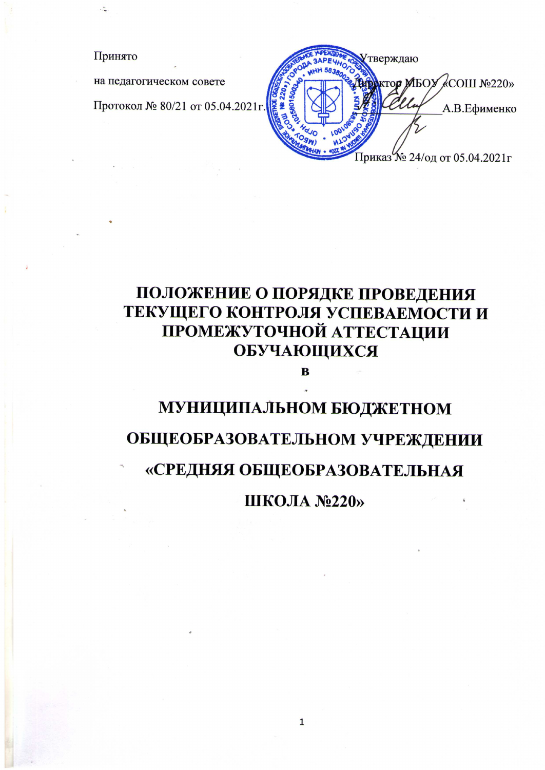Принято

на педагогическом совете

Протокол № 80/21 от 05.04.2021г.

Утверждаю

Директор МБОУ «СОШ №220»

_______________А.В.Ефименко

Приказ № 24/од от 05.04.2021г

# ПОЛОЖЕНИЕ О ПОРЯДКЕ ПРОВЕДЕНИЯ ТЕКУЩЕГО КОНТРОЛЯ УСПЕВАЕМОСТИ И ПРОМЕЖУТОЧНОЙ АТТЕСТАЦИИ ОБУЧАЮЩИХСЯ

**в**

# МУНИЦИПАЛЬНОМ БЮДЖЕТНОМ ОБЩЕОБРАЗОВАТЕЛЬНОМ УЧРЕЖДЕНИИ «СРЕДНЯЯ ОБЩЕОБРАЗОВАТЕЛЬНАЯ ШКОЛА №220»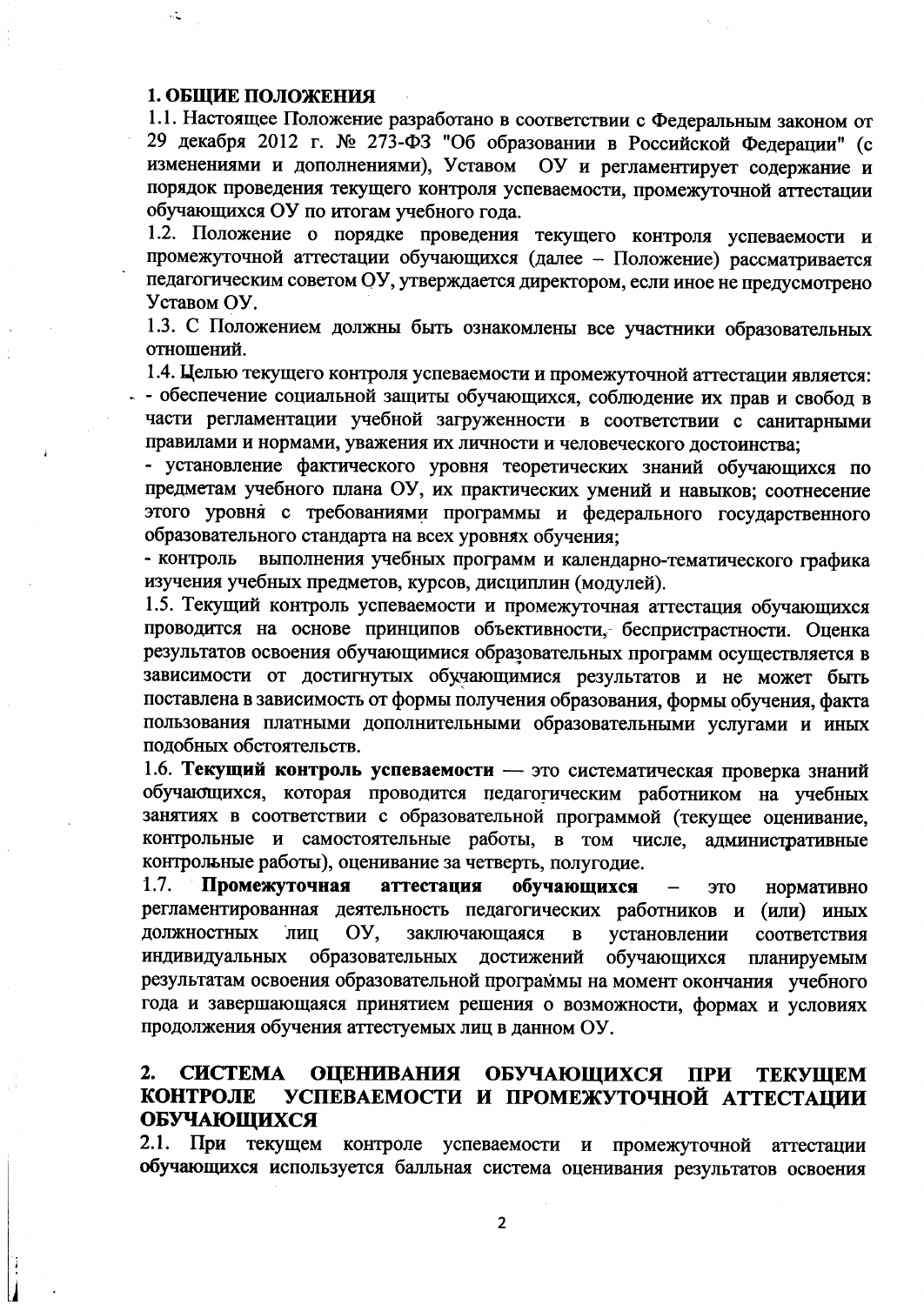## 1. ОБЩИЕ ПОЛОЖЕНИЯ

1.1. Настоящее Положение разработано в соответствии с Федеральным законом от 29 декабря 2012 г. № 273-ФЗ "Об образовании в Российской Федерации" (с изменениями и дополнениями), Уставом ОУ и регламентирует содержание и порядок проведения текущего контроля успеваемости, промежуточной аттестации обучающихся ОУ по итогам учебного года.

1.2. Положение о порядке проведения текущего контроля успеваемости и промежуточной аттестации обучающихся (далее – Положение) рассматривается педагогическим советом ОУ, утверждается директором, если иное не предусмотрено Уставом ОУ.

1.3. С Положением должны быть ознакомлены все участники образовательных отношений.

1.4. Целью текущего контроля успеваемости и промежуточной аттестации является:
- обеспечение социальной защиты обучающихся, соблюдение их прав и свобод в части регламентации учебной загруженности в соответствии с санитарными правилами и нормами, уважения их личности и человеческого достоинства;
- установление фактического уровня теоретических знаний обучающихся по предметам учебного плана ОУ, их практических умений и навыков; соотнесение этого уровня с требованиями программы и федерального государственного образовательного стандарта на всех уровнях обучения;
- контроль выполнения учебных программ и календарно-тематического графика изучения учебных предметов, курсов, дисциплин (модулей).

1.5. Текущий контроль успеваемости и промежуточная аттестация обучающихся проводится на основе принципов объективности, беспристрастности. Оценка результатов освоения обучающимися образовательных программ осуществляется в зависимости от достигнутых обучающимися результатов и не может быть поставлена в зависимость от формы получения образования, формы обучения, факта пользования платными дополнительными образовательными услугами и иных подобных обстоятельств.

1.6. **Текущий контроль успеваемости** — это систематическая проверка знаний обучающихся, которая проводится педагогическим работником на учебных занятиях в соответствии с образовательной программой (текущее оценивание, контрольные и самостоятельные работы, в том числе, административные контрольные работы), оценивание за четверть, полугодие.

1.7. **Промежуточная аттестация обучающихся** – это нормативно регламентированная деятельность педагогических работников и (или) иных должностных лиц ОУ, заключающаяся в установлении соответствия индивидуальных образовательных достижений обучающихся планируемым результатам освоения образовательной программы на момент окончания учебного года и завершающаяся принятием решения о возможности, формах и условиях продолжения обучения аттестуемых лиц в данном ОУ.

## 2. СИСТЕМА ОЦЕНИВАНИЯ ОБУЧАЮЩИХСЯ ПРИ ТЕКУЩЕМ КОНТРОЛЕ УСПЕВАЕМОСТИ И ПРОМЕЖУТОЧНОЙ АТТЕСТАЦИИ ОБУЧАЮЩИХСЯ

2.1. При текущем контроле успеваемости и промежуточной аттестации обучающихся используется балльная система оценивания результатов освоения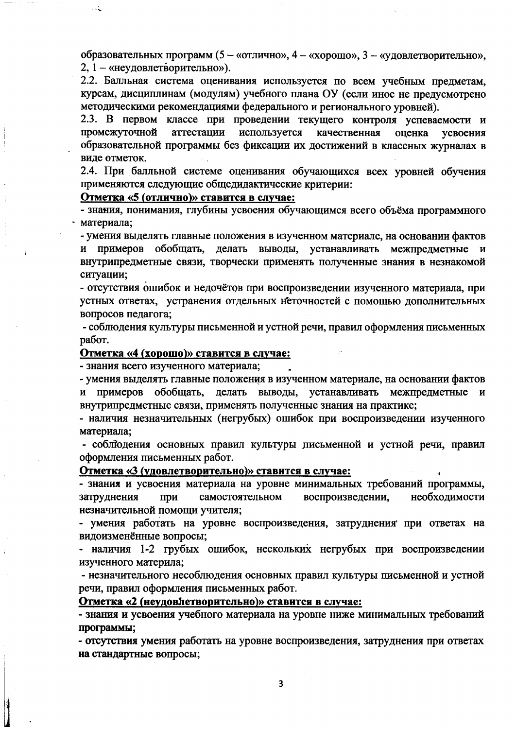образовательных программ (5 – «отлично», 4 – «хорошо», 3 – «удовлетворительно», 2, 1 – «неудовлетворительно»).

2.2. Балльная система оценивания используется по всем учебным предметам, курсам, дисциплинам (модулям) учебного плана ОУ (если иное не предусмотрено методическими рекомендациями федерального и регионального уровней).

2.3. В первом классе при проведении текущего контроля успеваемости и промежуточной аттестации используется качественная оценка усвоения образовательной программы без фиксации их достижений в классных журналах в виде отметок.

2.4. При балльной системе оценивания обучающихся всех уровней обучения применяются следующие общедидактические критерии:

**Отметка «5 (отлично)» ставится в случае:**

- знания, понимания, глубины усвоения обучающимся всего объёма программного материала;
- умения выделять главные положения в изученном материале, на основании фактов и примеров обобщать, делать выводы, устанавливать межпредметные и внутрипредметные связи, творчески применять полученные знания в незнакомой ситуации;
- отсутствия ошибок и недочётов при воспроизведении изученного материала, при устных ответах, устранения отдельных неточностей с помощью дополнительных вопросов педагога;
- соблюдения культуры письменной и устной речи, правил оформления письменных работ.

**Отметка «4 (хорошо)» ставится в случае:**

- знания всего изученного материала;
- умения выделять главные положения в изученном материале, на основании фактов и примеров обобщать, делать выводы, устанавливать межпредметные и внутрипредметные связи, применять полученные знания на практике;
- наличия незначительных (негрубых) ошибок при воспроизведении изученного материала;
- соблюдения основных правил культуры письменной и устной речи, правил оформления письменных работ.

**Отметка «3 (удовлетворительно)» ставится в случае:**

- знания и усвоения материала на уровне минимальных требований программы, затруднения при самостоятельном воспроизведении, необходимости незначительной помощи учителя;
- умения работать на уровне воспроизведения, затруднения при ответах на видоизменённые вопросы;
- наличия 1-2 грубых ошибок, нескольких негрубых при воспроизведении изученного материла;
- незначительного несоблюдения основных правил культуры письменной и устной речи, правил оформления письменных работ.

**Отметка «2 (неудовлетворительно)» ставится в случае:**

- знания и усвоения учебного материала на уровне ниже минимальных требований программы;
- отсутствия умения работать на уровне воспроизведения, затруднения при ответах на стандартные вопросы;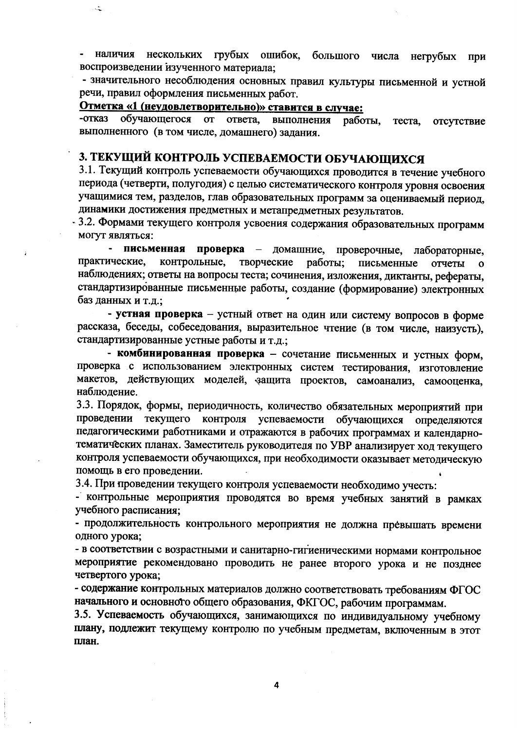- наличия нескольких грубых ошибок, большого числа негрубых при воспроизведении изученного материала;

- значительного несоблюдения основных правил культуры письменной и устной речи, правил оформления письменных работ.

**Отметка «1 (неудовлетворительно)» ставится в случае:**

-отказ обучающегося от ответа, выполнения работы, теста, отсутствие выполненного (в том числе, домашнего) задания.

## 3. ТЕКУЩИЙ КОНТРОЛЬ УСПЕВАЕМОСТИ ОБУЧАЮЩИХСЯ

3.1. Текущий контроль успеваемости обучающихся проводится в течение учебного периода (четверти, полугодия) с целью систематического контроля уровня освоения учащимися тем, разделов, глав образовательных программ за оцениваемый период, динамики достижения предметных и метапредметных результатов.

3.2. Формами текущего контроля усвоения содержания образовательных программ могут являться:

- **письменная проверка** – домашние, проверочные, лабораторные, практические, контрольные, творческие работы; письменные отчеты о наблюдениях; ответы на вопросы теста; сочинения, изложения, диктанты, рефераты, стандартизированные письменные работы, создание (формирование) электронных баз данных и т.д.;

- **устная проверка** – устный ответ на один или систему вопросов в форме рассказа, беседы, собеседования, выразительное чтение (в том числе, наизусть), стандартизированные устные работы и т.д.;

- **комбинированная проверка** – сочетание письменных и устных форм, проверка с использованием электронных систем тестирования, изготовление макетов, действующих моделей, защита проектов, самоанализ, самооценка, наблюдение.

3.3. Порядок, формы, периодичность, количество обязательных мероприятий при проведении текущего контроля успеваемости обучающихся определяются педагогическими работниками и отражаются в рабочих программах и календарно-тематических планах. Заместитель руководителя по УВР анализирует ход текущего контроля успеваемости обучающихся, при необходимости оказывает методическую помощь в его проведении.

3.4. При проведении текущего контроля успеваемости необходимо учесть:

- контрольные мероприятия проводятся во время учебных занятий в рамках учебного расписания;

- продолжительность контрольного мероприятия не должна превышать времени одного урока;

- в соответствии с возрастными и санитарно-гигиеническими нормами контрольное мероприятие рекомендовано проводить не ранее второго урока и не позднее четвертого урока;

- содержание контрольных материалов должно соответствовать требованиям ФГОС начального и основного общего образования, ФКГОС, рабочим программам.

3.5. Успеваемость обучающихся, занимающихся по индивидуальному учебному плану, подлежит текущему контролю по учебным предметам, включенным в этот план.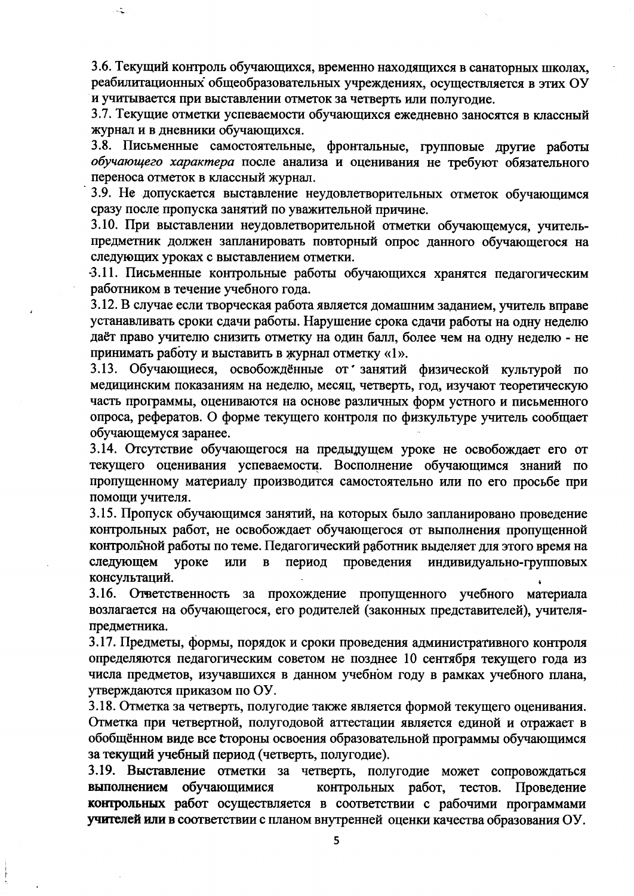3.6. Текущий контроль обучающихся, временно находящихся в санаторных школах, реабилитационных общеобразовательных учреждениях, осуществляется в этих ОУ и учитывается при выставлении отметок за четверть или полугодие.

3.7. Текущие отметки успеваемости обучающихся ежедневно заносятся в классный журнал и в дневники обучающихся.

3.8. Письменные самостоятельные, фронтальные, групповые другие работы *обучающего характера* после анализа и оценивания не требуют обязательного переноса отметок в классный журнал.

3.9. Не допускается выставление неудовлетворительных отметок обучающимся сразу после пропуска занятий по уважительной причине.

3.10. При выставлении неудовлетворительной отметки обучающемуся, учитель-предметник должен запланировать повторный опрос данного обучающегося на следующих уроках с выставлением отметки.

3.11. Письменные контрольные работы обучающихся хранятся педагогическим работником в течение учебного года.

3.12. В случае если творческая работа является домашним заданием, учитель вправе устанавливать сроки сдачи работы. Нарушение срока сдачи работы на одну неделю даёт право учителю снизить отметку на один балл, более чем на одну неделю - не принимать работу и выставить в журнал отметку «1».

3.13. Обучающиеся, освобождённые от занятий физической культурой по медицинским показаниям на неделю, месяц, четверть, год, изучают теоретическую часть программы, оцениваются на основе различных форм устного и письменного опроса, рефератов. О форме текущего контроля по физкультуре учитель сообщает обучающемуся заранее.

3.14. Отсутствие обучающегося на предыдущем уроке не освобождает его от текущего оценивания успеваемости. Восполнение обучающимся знаний по пропущенному материалу производится самостоятельно или по его просьбе при помощи учителя.

3.15. Пропуск обучающимся занятий, на которых было запланировано проведение контрольных работ, не освобождает обучающегося от выполнения пропущенной контрольной работы по теме. Педагогический работник выделяет для этого время на следующем уроке или в период проведения индивидуально-групповых консультаций.

3.16. Ответственность за прохождение пропущенного учебного материала возлагается на обучающегося, его родителей (законных представителей), учителя-предметника.

3.17. Предметы, формы, порядок и сроки проведения административного контроля определяются педагогическим советом не позднее 10 сентября текущего года из числа предметов, изучавшихся в данном учебном году в рамках учебного плана, утверждаются приказом по ОУ.

3.18. Отметка за четверть, полугодие также является формой текущего оценивания. Отметка при четвертной, полугодовой аттестации является единой и отражает в обобщённом виде все стороны освоения образовательной программы обучающимся за текущий учебный период (четверть, полугодие).

3.19. Выставление отметки за четверть, полугодие может сопровождаться выполнением обучающимися контрольных работ, тестов. Проведение контрольных работ осуществляется в соответствии с рабочими программами учителей или в соответствии с планом внутренней оценки качества образования ОУ.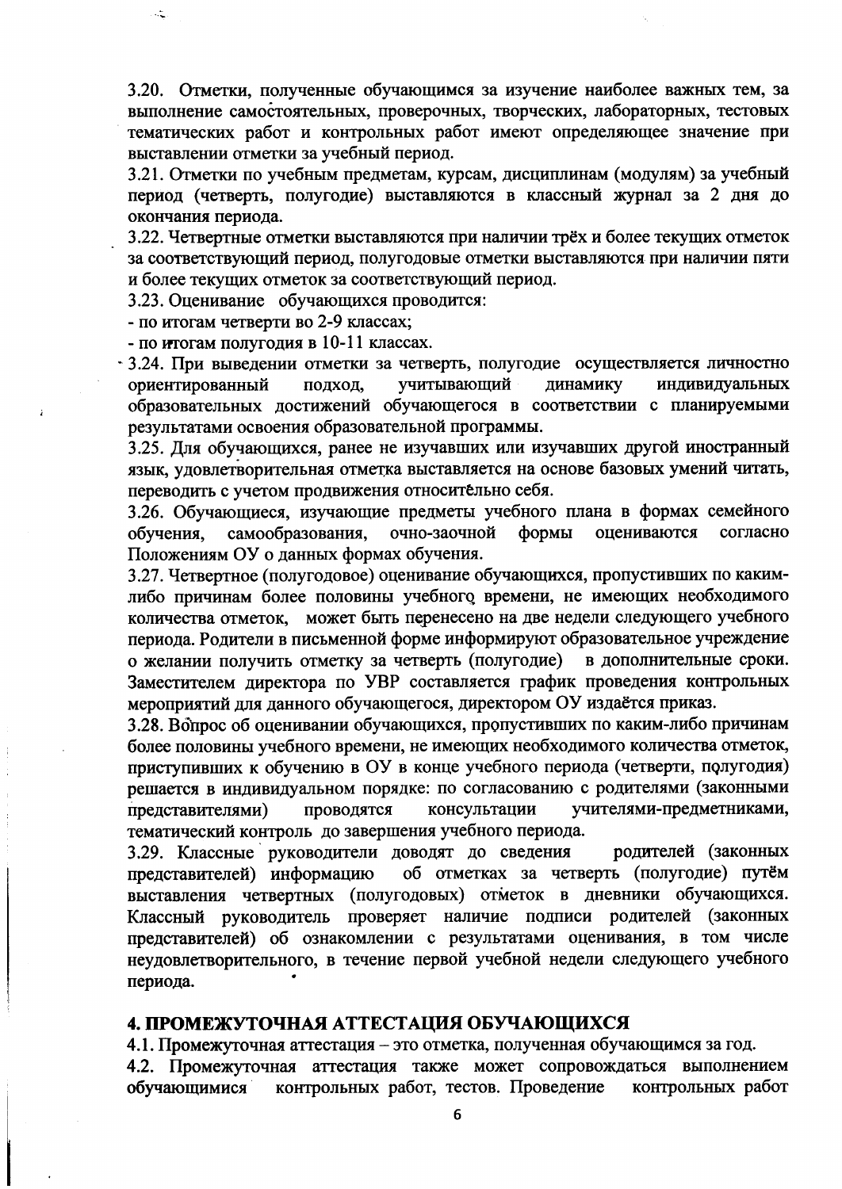3.20. Отметки, полученные обучающимся за изучение наиболее важных тем, за выполнение самостоятельных, проверочных, творческих, лабораторных, тестовых тематических работ и контрольных работ имеют определяющее значение при выставлении отметки за учебный период.

3.21. Отметки по учебным предметам, курсам, дисциплинам (модулям) за учебный период (четверть, полугодие) выставляются в классный журнал за 2 дня до окончания периода.

3.22. Четвертные отметки выставляются при наличии трёх и более текущих отметок за соответствующий период, полугодовые отметки выставляются при наличии пяти и более текущих отметок за соответствующий период.

3.23. Оценивание обучающихся проводится:

- по итогам четверти во 2-9 классах;
- по итогам полугодия в 10-11 классах.

3.24. При выведении отметки за четверть, полугодие осуществляется личностно ориентированный подход, учитывающий динамику индивидуальных образовательных достижений обучающегося в соответствии с планируемыми результатами освоения образовательной программы.

3.25. Для обучающихся, ранее не изучавших или изучавших другой иностранный язык, удовлетворительная отметка выставляется на основе базовых умений читать, переводить с учетом продвижения относительно себя.

3.26. Обучающиеся, изучающие предметы учебного плана в формах семейного обучения, самообразования, очно-заочной формы оцениваются согласно Положениям ОУ о данных формах обучения.

3.27. Четвертное (полугодовое) оценивание обучающихся, пропустивших по каким-либо причинам более половины учебного времени, не имеющих необходимого количества отметок, может быть перенесено на две недели следующего учебного периода. Родители в письменной форме информируют образовательное учреждение о желании получить отметку за четверть (полугодие) в дополнительные сроки. Заместителем директора по УВР составляется график проведения контрольных мероприятий для данного обучающегося, директором ОУ издаётся приказ.

3.28. Вопрос об оценивании обучающихся, пропустивших по каким-либо причинам более половины учебного времени, не имеющих необходимого количества отметок, приступивших к обучению в ОУ в конце учебного периода (четверти, полугодия) решается в индивидуальном порядке: по согласованию с родителями (законными представителями) проводятся консультации учителями-предметниками, тематический контроль до завершения учебного периода.

3.29. Классные руководители доводят до сведения родителей (законных представителей) информацию об отметках за четверть (полугодие) путём выставления четвертных (полугодовых) отметок в дневники обучающихся. Классный руководитель проверяет наличие подписи родителей (законных представителей) об ознакомлении с результатами оценивания, в том числе неудовлетворительного, в течение первой учебной недели следующего учебного периода.

## 4. ПРОМЕЖУТОЧНАЯ АТТЕСТАЦИЯ ОБУЧАЮЩИХСЯ

4.1. Промежуточная аттестация – это отметка, полученная обучающимся за год.

4.2. Промежуточная аттестация также может сопровождаться выполнением обучающимися контрольных работ, тестов. Проведение контрольных работ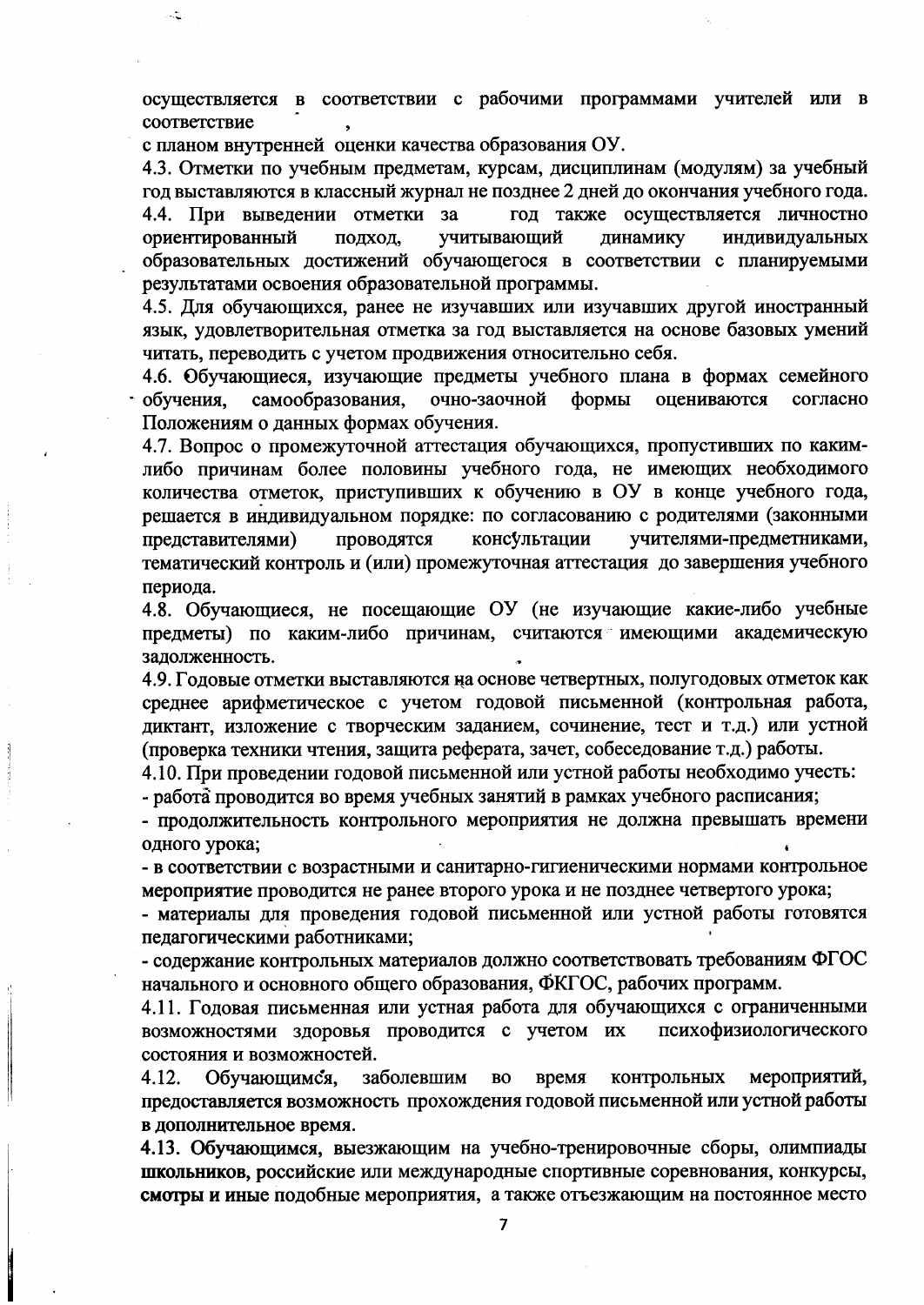осуществляется в соответствии с рабочими программами учителей или в соответствие ,

с планом внутренней оценки качества образования ОУ.

4.3. Отметки по учебным предметам, курсам, дисциплинам (модулям) за учебный год выставляются в классный журнал не позднее 2 дней до окончания учебного года.

4.4. При выведении отметки за год также осуществляется личностно ориентированный подход, учитывающий динамику индивидуальных образовательных достижений обучающегося в соответствии с планируемыми результатами освоения образовательной программы.

4.5. Для обучающихся, ранее не изучавших или изучавших другой иностранный язык, удовлетворительная отметка за год выставляется на основе базовых умений читать, переводить с учетом продвижения относительно себя.

4.6. Обучающиеся, изучающие предметы учебного плана в формах семейного обучения, самообразования, очно-заочной формы оцениваются согласно Положениям о данных формах обучения.

4.7. Вопрос о промежуточной аттестация обучающихся, пропустивших по каким-либо причинам более половины учебного года, не имеющих необходимого количества отметок, приступивших к обучению в ОУ в конце учебного года, решается в индивидуальном порядке: по согласованию с родителями (законными представителями) проводятся консультации учителями-предметниками, тематический контроль и (или) промежуточная аттестация до завершения учебного периода.

4.8. Обучающиеся, не посещающие ОУ (не изучающие какие-либо учебные предметы) по каким-либо причинам, считаются имеющими академическую задолженность.

4.9. Годовые отметки выставляются на основе четвертных, полугодовых отметок как среднее арифметическое с учетом годовой письменной (контрольная работа, диктант, изложение с творческим заданием, сочинение, тест и т.д.) или устной (проверка техники чтения, защита реферата, зачет, собеседование т.д.) работы.

4.10. При проведении годовой письменной или устной работы необходимо учесть:

- работа проводится во время учебных занятий в рамках учебного расписания;
- продолжительность контрольного мероприятия не должна превышать времени одного урока;
- в соответствии с возрастными и санитарно-гигиеническими нормами контрольное мероприятие проводится не ранее второго урока и не позднее четвертого урока;
- материалы для проведения годовой письменной или устной работы готовятся педагогическими работниками;
- содержание контрольных материалов должно соответствовать требованиям ФГОС начального и основного общего образования, ФКГОС, рабочих программ.

4.11. Годовая письменная или устная работа для обучающихся с ограниченными возможностями здоровья проводится с учетом их психофизиологического состояния и возможностей.

4.12. Обучающимся, заболевшим во время контрольных мероприятий, предоставляется возможность прохождения годовой письменной или устной работы в дополнительное время.

4.13. Обучающимся, выезжающим на учебно-тренировочные сборы, олимпиады школьников, российские или международные спортивные соревнования, конкурсы, смотры и иные подобные мероприятия, а также отъезжающим на постоянное место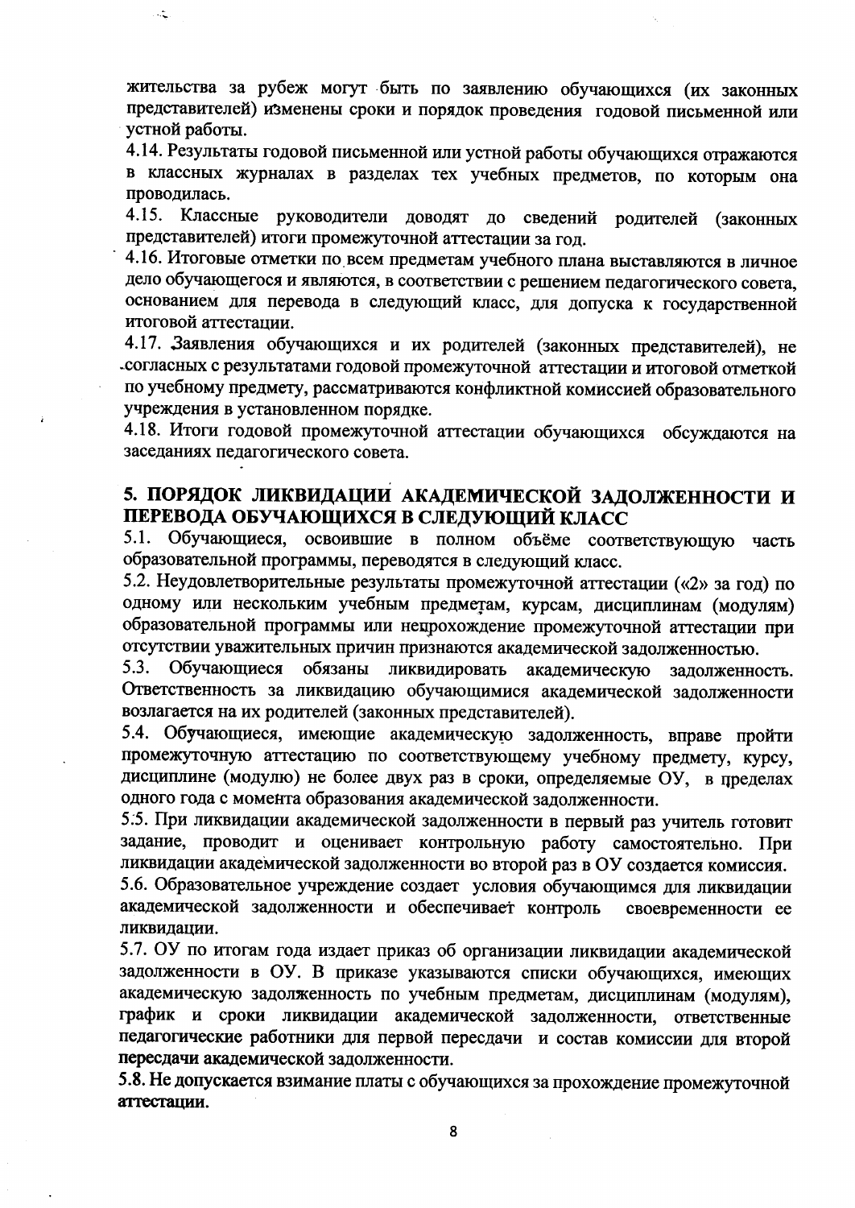жительства за рубеж могут быть по заявлению обучающихся (их законных представителей) изменены сроки и порядок проведения годовой письменной или устной работы.

4.14. Результаты годовой письменной или устной работы обучающихся отражаются в классных журналах в разделах тех учебных предметов, по которым она проводилась.

4.15. Классные руководители доводят до сведений родителей (законных представителей) итоги промежуточной аттестации за год.

4.16. Итоговые отметки по всем предметам учебного плана выставляются в личное дело обучающегося и являются, в соответствии с решением педагогического совета, основанием для перевода в следующий класс, для допуска к государственной итоговой аттестации.

4.17. Заявления обучающихся и их родителей (законных представителей), не согласных с результатами годовой промежуточной аттестации и итоговой отметкой по учебному предмету, рассматриваются конфликтной комиссией образовательного учреждения в установленном порядке.

4.18. Итоги годовой промежуточной аттестации обучающихся обсуждаются на заседаниях педагогического совета.

## 5. ПОРЯДОК ЛИКВИДАЦИИ АКАДЕМИЧЕСКОЙ ЗАДОЛЖЕННОСТИ И ПЕРЕВОДА ОБУЧАЮЩИХСЯ В СЛЕДУЮЩИЙ КЛАСС

5.1. Обучающиеся, освоившие в полном объёме соответствующую часть образовательной программы, переводятся в следующий класс.

5.2. Неудовлетворительные результаты промежуточной аттестации («2» за год) по одному или нескольким учебным предметам, курсам, дисциплинам (модулям) образовательной программы или непрохождение промежуточной аттестации при отсутствии уважительных причин признаются академической задолженностью.

5.3. Обучающиеся обязаны ликвидировать академическую задолженность. Ответственность за ликвидацию обучающимися академической задолженности возлагается на их родителей (законных представителей).

5.4. Обучающиеся, имеющие академическую задолженность, вправе пройти промежуточную аттестацию по соответствующему учебному предмету, курсу, дисциплине (модулю) не более двух раз в сроки, определяемые ОУ, в пределах одного года с момента образования академической задолженности.

5.5. При ликвидации академической задолженности в первый раз учитель готовит задание, проводит и оценивает контрольную работу самостоятельно. При ликвидации академической задолженности во второй раз в ОУ создается комиссия.

5.6. Образовательное учреждение создает условия обучающимся для ликвидации академической задолженности и обеспечивает контроль своевременности ее ликвидации.

5.7. ОУ по итогам года издает приказ об организации ликвидации академической задолженности в ОУ. В приказе указываются списки обучающихся, имеющих академическую задолженность по учебным предметам, дисциплинам (модулям), график и сроки ликвидации академической задолженности, ответственные педагогические работники для первой пересдачи и состав комиссии для второй пересдачи академической задолженности.

5.8. Не допускается взимание платы с обучающихся за прохождение промежуточной аттестации.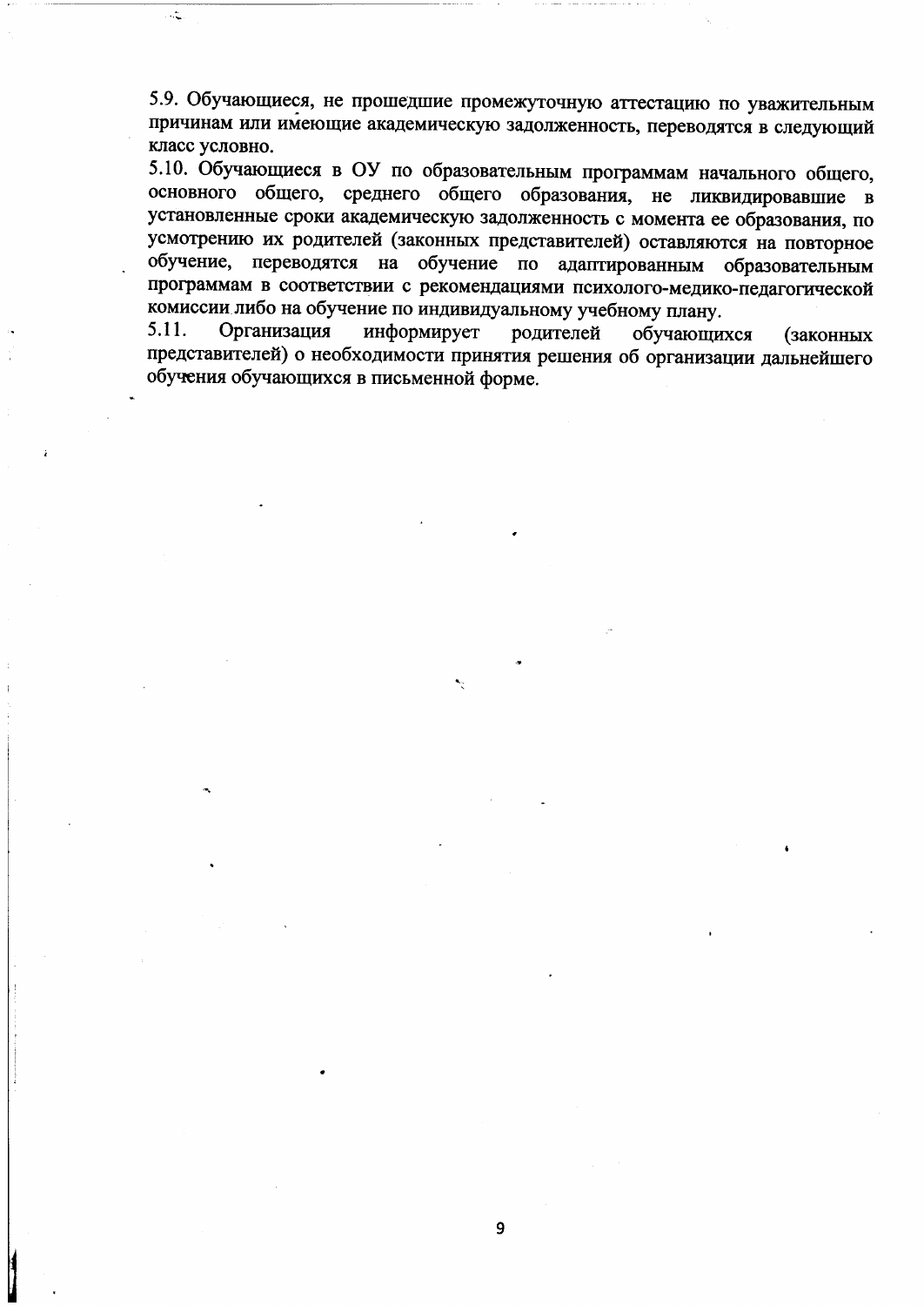5.9. Обучающиеся, не прошедшие промежуточную аттестацию по уважительным причинам или имеющие академическую задолженность, переводятся в следующий класс условно.

5.10. Обучающиеся в ОУ по образовательным программам начального общего, основного общего, среднего общего образования, не ликвидировавшие в установленные сроки академическую задолженность с момента ее образования, по усмотрению их родителей (законных представителей) оставляются на повторное обучение, переводятся на обучение по адаптированным образовательным программам в соответствии с рекомендациями психолого-медико-педагогической комиссии либо на обучение по индивидуальному учебному плану.

5.11. Организация информирует родителей обучающихся (законных представителей) о необходимости принятия решения об организации дальнейшего обучения обучающихся в письменной форме.